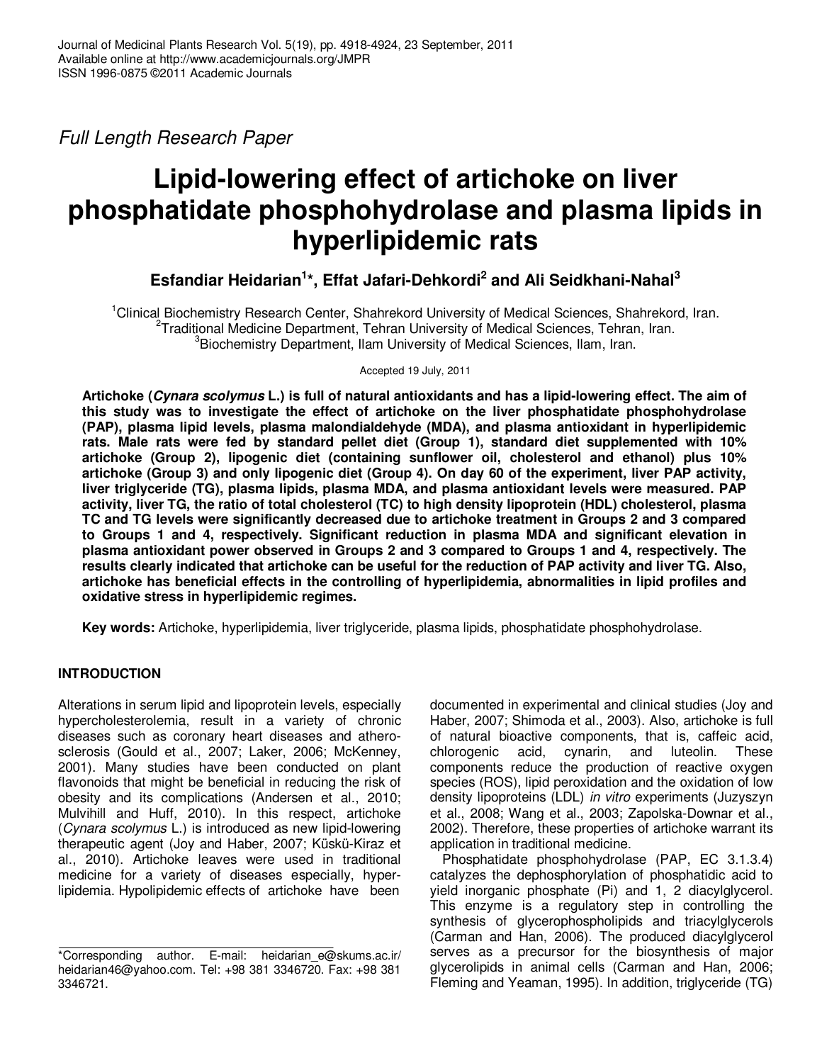Full Length Research Paper

# Lipid-lowering effect of artichoke on liver phosphatidate phosphohydrolase and plasma lipids in hyperlipidemic rats

**Esfandiar Heidarian[1]*, Effat Jafari-Dehkordi[2] and Ali Seidkhani-Nahal[3]**

[1]Clinical Biochemistry Research Center, Shahrekord University of Medical Sciences, Shahrekord, Iran.
[2]Traditional Medicine Department, Tehran University of Medical Sciences, Tehran, Iran.
[3]Biochemistry Department, Ilam University of Medical Sciences, Ilam, Iran.

Accepted 19 July, 2011

**Artichoke (*Cynara scolymus* L.) is full of natural antioxidants and has a lipid-lowering effect. The aim of this study was to investigate the effect of artichoke on the liver phosphatidate phosphohydrolase (PAP), plasma lipid levels, plasma malondialdehyde (MDA), and plasma antioxidant in hyperlipidemic rats. Male rats were fed by standard pellet diet (Group 1), standard diet supplemented with 10% artichoke (Group 2), lipogenic diet (containing sunflower oil, cholesterol and ethanol) plus 10% artichoke (Group 3) and only lipogenic diet (Group 4). On day 60 of the experiment, liver PAP activity, liver triglyceride (TG), plasma lipids, plasma MDA, and plasma antioxidant levels were measured. PAP activity, liver TG, the ratio of total cholesterol (TC) to high density lipoprotein (HDL) cholesterol, plasma TC and TG levels were significantly decreased due to artichoke treatment in Groups 2 and 3 compared to Groups 1 and 4, respectively. Significant reduction in plasma MDA and significant elevation in plasma antioxidant power observed in Groups 2 and 3 compared to Groups 1 and 4, respectively. The results clearly indicated that artichoke can be useful for the reduction of PAP activity and liver TG. Also, artichoke has beneficial effects in the controlling of hyperlipidemia, abnormalities in lipid profiles and oxidative stress in hyperlipidemic regimes.**

**Key words:** Artichoke, hyperlipidemia, liver triglyceride, plasma lipids, phosphatidate phosphohydrolase.

## INTRODUCTION

Alterations in serum lipid and lipoprotein levels, especially hypercholesterolemia, result in a variety of chronic diseases such as coronary heart diseases and atherosclerosis (Gould et al., 2007; Laker, 2006; McKenney, 2001). Many studies have been conducted on plant flavonoids that might be beneficial in reducing the risk of obesity and its complications (Andersen et al., 2010; Mulvihill and Huff, 2010). In this respect, artichoke (*Cynara scolymus* L.) is introduced as new lipid-lowering therapeutic agent (Joy and Haber, 2007; Küskü-Kiraz et al., 2010). Artichoke leaves were used in traditional medicine for a variety of diseases especially, hyperlipidemia. Hypolipidemic effects of artichoke have been documented in experimental and clinical studies (Joy and Haber, 2007; Shimoda et al., 2003). Also, artichoke is full of natural bioactive components, that is, caffeic acid, chlorogenic acid, cynarin, and luteolin. These components reduce the production of reactive oxygen species (ROS), lipid peroxidation and the oxidation of low density lipoproteins (LDL) *in vitro* experiments (Juzyszyn et al., 2008; Wang et al., 2003; Zapolska-Downar et al., 2002). Therefore, these properties of artichoke warrant its application in traditional medicine.

Phosphatidate phosphohydrolase (PAP, EC 3.1.3.4) catalyzes the dephosphorylation of phosphatidic acid to yield inorganic phosphate (Pi) and 1, 2 diacylglycerol. This enzyme is a regulatory step in controlling the synthesis of glycerophospholipids and triacylglycerols (Carman and Han, 2006). The produced diacylglycerol serves as a precursor for the biosynthesis of major glycerolipids in animal cells (Carman and Han, 2006; Fleming and Yeaman, 1995). In addition, triglyceride (TG)

*Corresponding author. E-mail: heidarian_e@skums.ac.ir/ heidarian46@yahoo.com. Tel: +98 381 3346720. Fax: +98 381 3346721.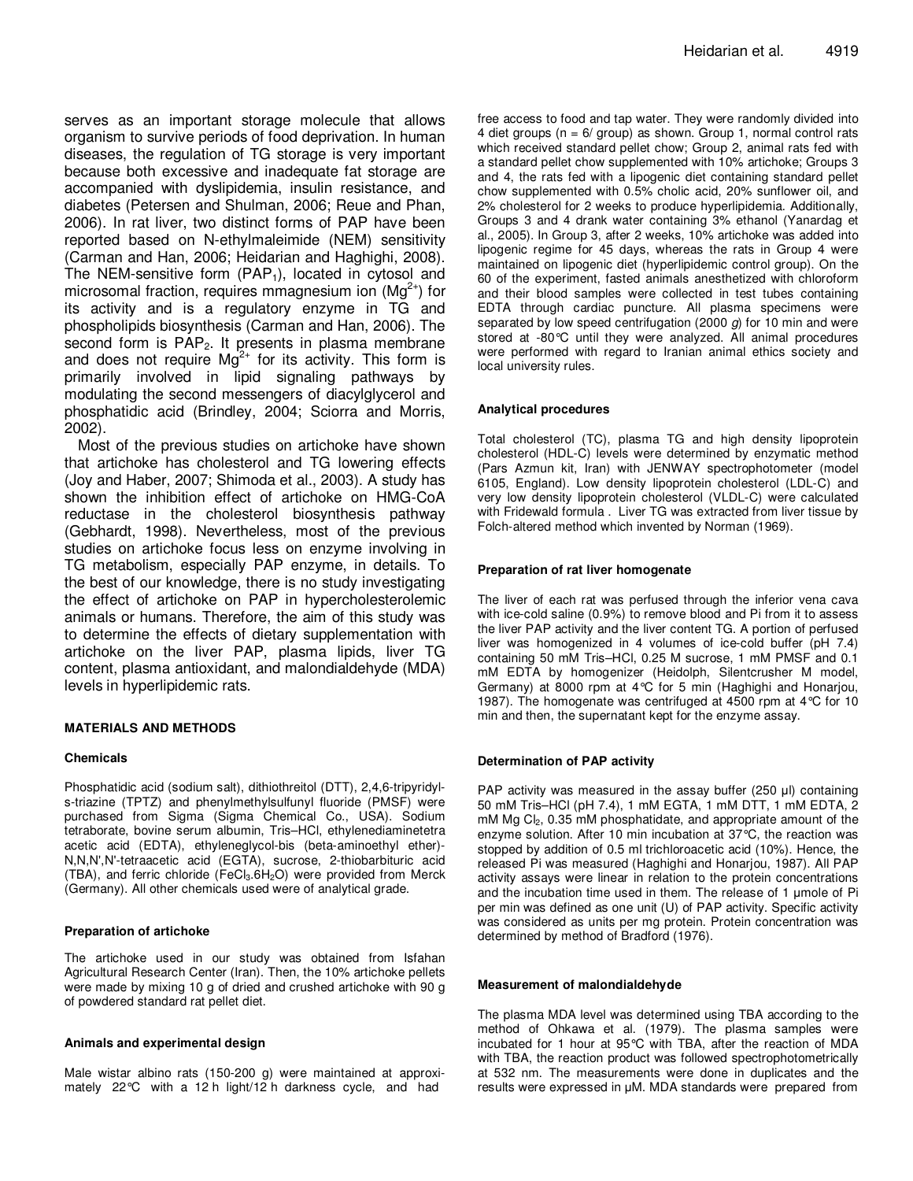serves as an important storage molecule that allows organism to survive periods of food deprivation. In human diseases, the regulation of TG storage is very important because both excessive and inadequate fat storage are accompanied with dyslipidemia, insulin resistance, and diabetes (Petersen and Shulman, 2006; Reue and Phan, 2006). In rat liver, two distinct forms of PAP have been reported based on N-ethylmaleimide (NEM) sensitivity (Carman and Han, 2006; Heidarian and Haghighi, 2008). The NEM-sensitive form ($PAP_1$), located in cytosol and microsomal fraction, requires mmagnesium ion ($Mg^{2+}$) for its activity and is a regulatory enzyme in TG and phospholipids biosynthesis (Carman and Han, 2006). The second form is $PAP_2$. It presents in plasma membrane and does not require $Mg^{2+}$ for its activity. This form is primarily involved in lipid signaling pathways by modulating the second messengers of diacylglycerol and phosphatidic acid (Brindley, 2004; Sciorra and Morris, 2002).

Most of the previous studies on artichoke have shown that artichoke has cholesterol and TG lowering effects (Joy and Haber, 2007; Shimoda et al., 2003). A study has shown the inhibition effect of artichoke on HMG-CoA reductase in the cholesterol biosynthesis pathway (Gebhardt, 1998). Nevertheless, most of the previous studies on artichoke focus less on enzyme involving in TG metabolism, especially PAP enzyme, in details. To the best of our knowledge, there is no study investigating the effect of artichoke on PAP in hypercholesterolemic animals or humans. Therefore, the aim of this study was to determine the effects of dietary supplementation with artichoke on the liver PAP, plasma lipids, liver TG content, plasma antioxidant, and malondialdehyde (MDA) levels in hyperlipidemic rats.

## MATERIALS AND METHODS

### Chemicals

Phosphatidic acid (sodium salt), dithiothreitol (DTT), 2,4,6-tripyridyl-s-triazine (TPTZ) and phenylmethylsulfunyl fluoride (PMSF) were purchased from Sigma (Sigma Chemical Co., USA). Sodium tetraborate, bovine serum albumin, Tris–HCl, ethylenediaminetetra acetic acid (EDTA), ethyleneglycol-bis (beta-aminoethyl ether)-N,N,N',N'-tetraacetic acid (EGTA), sucrose, 2-thiobarbituric acid (TBA), and ferric chloride ($FeCl_3.6H_2O$) were provided from Merck (Germany). All other chemicals used were of analytical grade.

### Preparation of artichoke

The artichoke used in our study was obtained from Isfahan Agricultural Research Center (Iran). Then, the 10% artichoke pellets were made by mixing 10 g of dried and crushed artichoke with 90 g of powdered standard rat pellet diet.

### Animals and experimental design

Male wistar albino rats (150-200 g) were maintained at approximately 22°C with a 12 h light/12 h darkness cycle, and had free access to food and tap water. They were randomly divided into 4 diet groups (n = 6/ group) as shown. Group 1, normal control rats which received standard pellet chow; Group 2, animal rats fed with a standard pellet chow supplemented with 10% artichoke; Groups 3 and 4, the rats fed with a lipogenic diet containing standard pellet chow supplemented with 0.5% cholic acid, 20% sunflower oil, and 2% cholesterol for 2 weeks to produce hyperlipidemia. Additionally, Groups 3 and 4 drank water containing 3% ethanol (Yanardag et al., 2005). In Group 3, after 2 weeks, 10% artichoke was added into lipogenic regime for 45 days, whereas the rats in Group 4 were maintained on lipogenic diet (hyperlipidemic control group). On the 60 of the experiment, fasted animals anesthetized with chloroform and their blood samples were collected in test tubes containing EDTA through cardiac puncture. All plasma specimens were separated by low speed centrifugation (2000 *g*) for 10 min and were stored at -80°C until they were analyzed. All animal procedures were performed with regard to Iranian animal ethics society and local university rules.

### Analytical procedures

Total cholesterol (TC), plasma TG and high density lipoprotein cholesterol (HDL-C) levels were determined by enzymatic method (Pars Azmun kit, Iran) with JENWAY spectrophotometer (model 6105, England). Low density lipoprotein cholesterol (LDL-C) and very low density lipoprotein cholesterol (VLDL-C) were calculated with Fridewald formula . Liver TG was extracted from liver tissue by Folch-altered method which invented by Norman (1969).

### Preparation of rat liver homogenate

The liver of each rat was perfused through the inferior vena cava with ice-cold saline (0.9%) to remove blood and Pi from it to assess the liver PAP activity and the liver content TG. A portion of perfused liver was homogenized in 4 volumes of ice-cold buffer (pH 7.4) containing 50 mM Tris–HCl, 0.25 M sucrose, 1 mM PMSF and 0.1 mM EDTA by homogenizer (Heidolph, Silentcrusher M model, Germany) at 8000 rpm at 4°C for 5 min (Haghighi and Honarjou, 1987). The homogenate was centrifuged at 4500 rpm at 4°C for 10 min and then, the supernatant kept for the enzyme assay.

### Determination of PAP activity

PAP activity was measured in the assay buffer (250 µl) containing 50 mM Tris–HCl (pH 7.4), 1 mM EGTA, 1 mM DTT, 1 mM EDTA, 2 mM $Mg Cl_2$, 0.35 mM phosphatidate, and appropriate amount of the enzyme solution. After 10 min incubation at 37°C, the reaction was stopped by addition of 0.5 ml trichloroacetic acid (10%). Hence, the released Pi was measured (Haghighi and Honarjou, 1987). All PAP activity assays were linear in relation to the protein concentrations and the incubation time used in them. The release of 1 µmole of Pi per min was defined as one unit (U) of PAP activity. Specific activity was considered as units per mg protein. Protein concentration was determined by method of Bradford (1976).

### Measurement of malondialdehyde

The plasma MDA level was determined using TBA according to the method of Ohkawa et al. (1979). The plasma samples were incubated for 1 hour at 95°C with TBA, after the reaction of MDA with TBA, the reaction product was followed spectrophotometrically at 532 nm. The measurements were done in duplicates and the results were expressed in µM. MDA standards were prepared from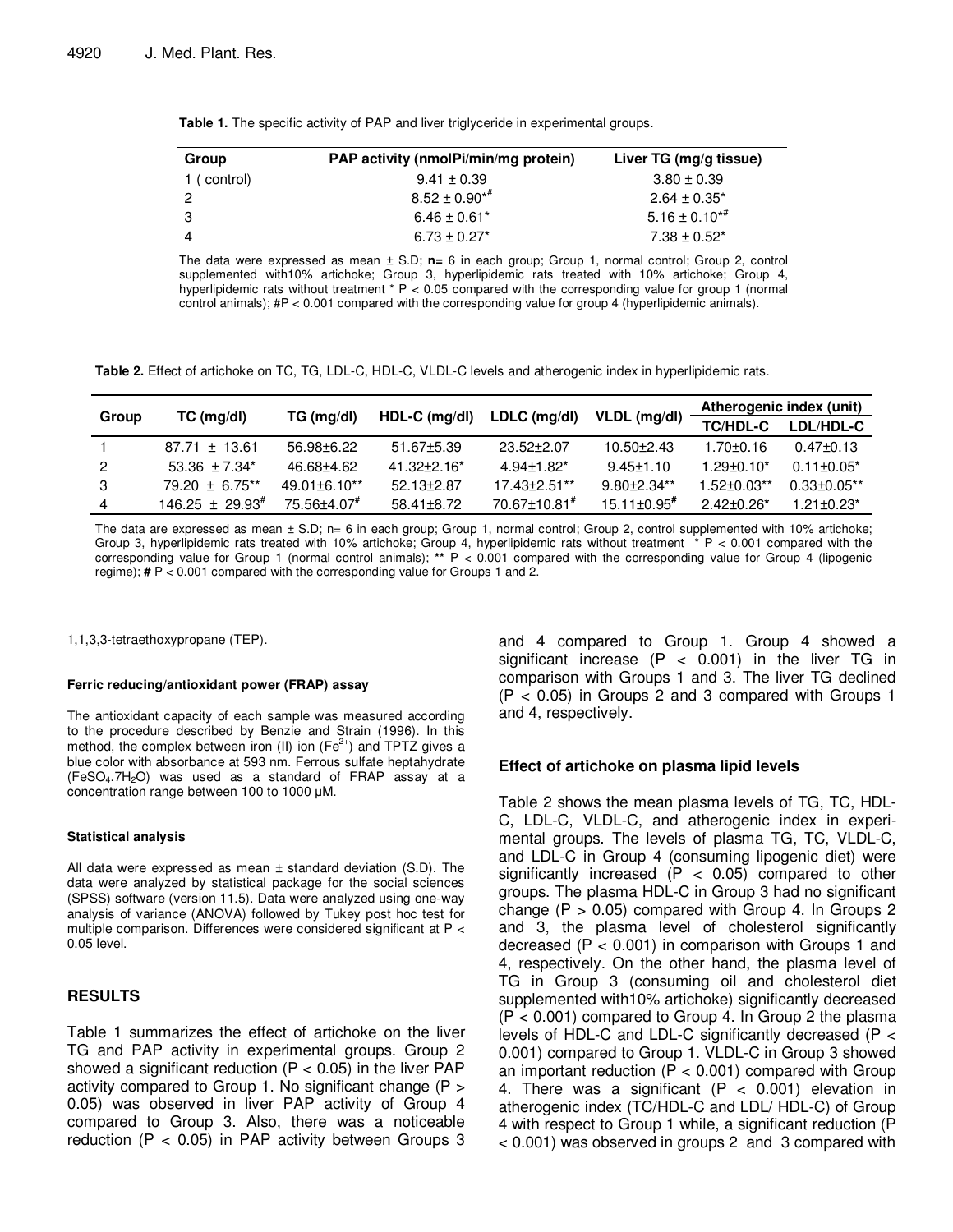**Table 1.** The specific activity of PAP and liver triglyceride in experimental groups.

| Group | PAP activity (nmolPi/min/mg protein) | Liver TG (mg/g tissue) |
|---|---|---|
| 1 ( control) | 9.41 ± 0.39 | 3.80 ± 0.39 |
| 2 | 8.52 ± 0.90*# | 2.64 ± 0.35* |
| 3 | 6.46 ± 0.61* | 5.16 ± 0.10*# |
| 4 | 6.73 ± 0.27* | 7.38 ± 0.52* |

The data were expressed as mean ± S.D; **n=** 6 in each group; Group 1, normal control; Group 2, control supplemented with10% artichoke; Group 3, hyperlipidemic rats treated with 10% artichoke; Group 4, hyperlipidemic rats without treatment * P < 0.05 compared with the corresponding value for group 1 (normal control animals); #P < 0.001 compared with the corresponding value for group 4 (hyperlipidemic animals).

**Table 2.** Effect of artichoke on TC, TG, LDL-C, HDL-C, VLDL-C levels and atherogenic index in hyperlipidemic rats.

| Group | TC (mg/dl) | TG (mg/dl) | HDL-C (mg/dl) | LDLC (mg/dl) | VLDL (mg/dl) | Atherogenic index (unit) | |
|---|---|---|---|---|---|---|---|
| | | | | | | TC/HDL-C | LDL/HDL-C |
| 1 | 87.71 ± 13.61 | 56.98±6.22 | 51.67±5.39 | 23.52±2.07 | 10.50±2.43 | 1.70±0.16 | 0.47±0.13 |
| 2 | 53.36 ± 7.34* | 46.68±4.62 | 41.32±2.16* | 4.94±1.82* | 9.45±1.10 | 1.29±0.10* | 0.11±0.05* |
| 3 | 79.20 ± 6.75** | 49.01±6.10** | 52.13±2.87 | 17.43±2.51** | 9.80±2.34** | 1.52±0.03** | 0.33±0.05** |
| 4 | 146.25 ± 29.93# | 75.56±4.07# | 58.41±8.72 | 70.67±10.81# | 15.11±0.95# | 2.42±0.26* | 1.21±0.23* |

The data are expressed as mean ± S.D; n= 6 in each group; Group 1, normal control; Group 2, control supplemented with 10% artichoke; Group 3, hyperlipidemic rats treated with 10% artichoke; Group 4, hyperlipidemic rats without treatment * P < 0.001 compared with the corresponding value for Group 1 (normal control animals); **\*\*** P < 0.001 compared with the corresponding value for Group 4 (lipogenic regime); **#** P < 0.001 compared with the corresponding value for Groups 1 and 2.

1,1,3,3-tetraethoxypropane (TEP).

#### Ferric reducing/antioxidant power (FRAP) assay

The antioxidant capacity of each sample was measured according to the procedure described by Benzie and Strain (1996). In this method, the complex between iron (II) ion ($Fe^{2+}$) and TPTZ gives a blue color with absorbance at 593 nm. Ferrous sulfate heptahydrate ($FeSO_4.7H_2O$) was used as a standard of FRAP assay at a concentration range between 100 to 1000 μM.

#### Statistical analysis

All data were expressed as mean ± standard deviation (S.D). The data were analyzed by statistical package for the social sciences (SPSS) software (version 11.5). Data were analyzed using one-way analysis of variance (ANOVA) followed by Tukey post hoc test for multiple comparison. Differences were considered significant at P < 0.05 level.

## RESULTS

Table 1 summarizes the effect of artichoke on the liver TG and PAP activity in experimental groups. Group 2 showed a significant reduction (P < 0.05) in the liver PAP activity compared to Group 1. No significant change (P > 0.05) was observed in liver PAP activity of Group 4 compared to Group 3. Also, there was a noticeable reduction (P < 0.05) in PAP activity between Groups 3 and 4 compared to Group 1. Group 4 showed a significant increase (P < 0.001) in the liver TG in comparison with Groups 1 and 3. The liver TG declined (P < 0.05) in Groups 2 and 3 compared with Groups 1 and 4, respectively.

### Effect of artichoke on plasma lipid levels

Table 2 shows the mean plasma levels of TG, TC, HDL-C, LDL-C, VLDL-C, and atherogenic index in experimental groups. The levels of plasma TG, TC, VLDL-C, and LDL-C in Group 4 (consuming lipogenic diet) were significantly increased (P < 0.05) compared to other groups. The plasma HDL-C in Group 3 had no significant change (P > 0.05) compared with Group 4. In Groups 2 and 3, the plasma level of cholesterol significantly decreased (P < 0.001) in comparison with Groups 1 and 4, respectively. On the other hand, the plasma level of TG in Group 3 (consuming oil and cholesterol diet supplemented with10% artichoke) significantly decreased (P < 0.001) compared to Group 4. In Group 2 the plasma levels of HDL-C and LDL-C significantly decreased (P < 0.001) compared to Group 1. VLDL-C in Group 3 showed an important reduction (P < 0.001) compared with Group 4. There was a significant (P < 0.001) elevation in atherogenic index (TC/HDL-C and LDL/ HDL-C) of Group 4 with respect to Group 1 while, a significant reduction (P < 0.001) was observed in groups 2 and 3 compared with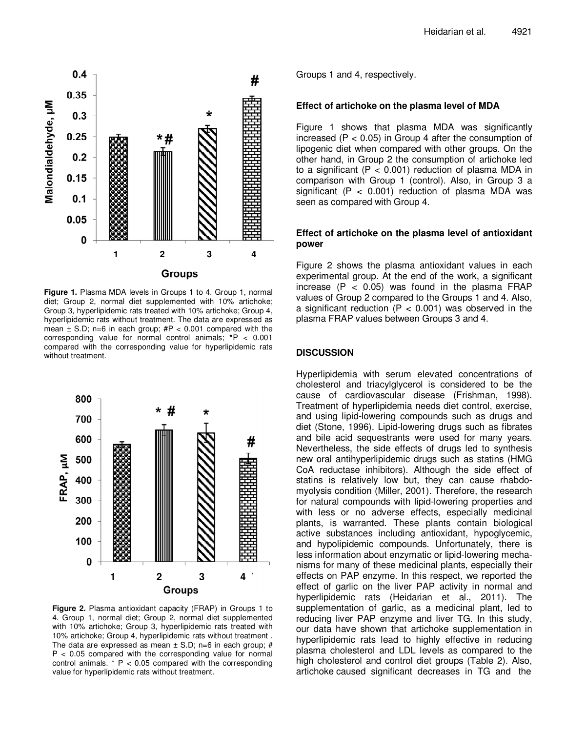Figure 1. Plasma MDA levels in Groups 1 to 4. Group 1, normal diet; Group 2, normal diet supplemented with 10% artichoke; Group 3, hyperlipidemic rats treated with 10% artichoke; Group 4, hyperlipidemic rats without treatment. The data are expressed as mean ± S.D; n=6 in each group; #P < 0.001 compared with the corresponding value for normal control animals; *P < 0.001 compared with the corresponding value for hyperlipidemic rats without treatment.

Figure 2. Plasma antioxidant capacity (FRAP) in Groups 1 to 4. Group 1, normal diet; Group 2, normal diet supplemented with 10% artichoke; Group 3, hyperlipidemic rats treated with 10% artichoke; Group 4, hyperlipidemic rats without treatment . The data are expressed as mean ± S.D; n=6 in each group; # P < 0.05 compared with the corresponding value for normal control animals. * P < 0.05 compared with the corresponding value for hyperlipidemic rats without treatment.

Groups 1 and 4, respectively.

### Effect of artichoke on the plasma level of MDA

Figure 1 shows that plasma MDA was significantly increased ($P < 0.05$) in Group 4 after the consumption of lipogenic diet when compared with other groups. On the other hand, in Group 2 the consumption of artichoke led to a significant ($P < 0.001$) reduction of plasma MDA in comparison with Group 1 (control). Also, in Group 3 a significant ($P < 0.001$) reduction of plasma MDA was seen as compared with Group 4.

### Effect of artichoke on the plasma level of antioxidant power

Figure 2 shows the plasma antioxidant values in each experimental group. At the end of the work, a significant increase ($P < 0.05$) was found in the plasma FRAP values of Group 2 compared to the Groups 1 and 4. Also, a significant reduction ($P < 0.001$) was observed in the plasma FRAP values between Groups 3 and 4.

## DISCUSSION

Hyperlipidemia with serum elevated concentrations of cholesterol and triacylglycerol is considered to be the cause of cardiovascular disease (Frishman, 1998). Treatment of hyperlipidemia needs diet control, exercise, and using lipid-lowering compounds such as drugs and diet (Stone, 1996). Lipid-lowering drugs such as fibrates and bile acid sequestrants were used for many years. Nevertheless, the side effects of drugs led to synthesis new oral antihyperlipidemic drugs such as statins (HMG CoA reductase inhibitors). Although the side effect of statins is relatively low but, they can cause rhabdomyolysis condition (Miller, 2001). Therefore, the research for natural compounds with lipid-lowering properties and with less or no adverse effects, especially medicinal plants, is warranted. These plants contain biological active substances including antioxidant, hypoglycemic, and hypolipidemic compounds. Unfortunately, there is less information about enzymatic or lipid-lowering mechanisms for many of these medicinal plants, especially their effects on PAP enzyme. In this respect, we reported the effect of garlic on the liver PAP activity in normal and hyperlipidemic rats (Heidarian et al., 2011). The supplementation of garlic, as a medicinal plant, led to reducing liver PAP enzyme and liver TG. In this study, our data have shown that artichoke supplementation in hyperlipidemic rats lead to highly effective in reducing plasma cholesterol and LDL levels as compared to the high cholesterol and control diet groups (Table 2). Also, artichoke caused significant decreases in TG and the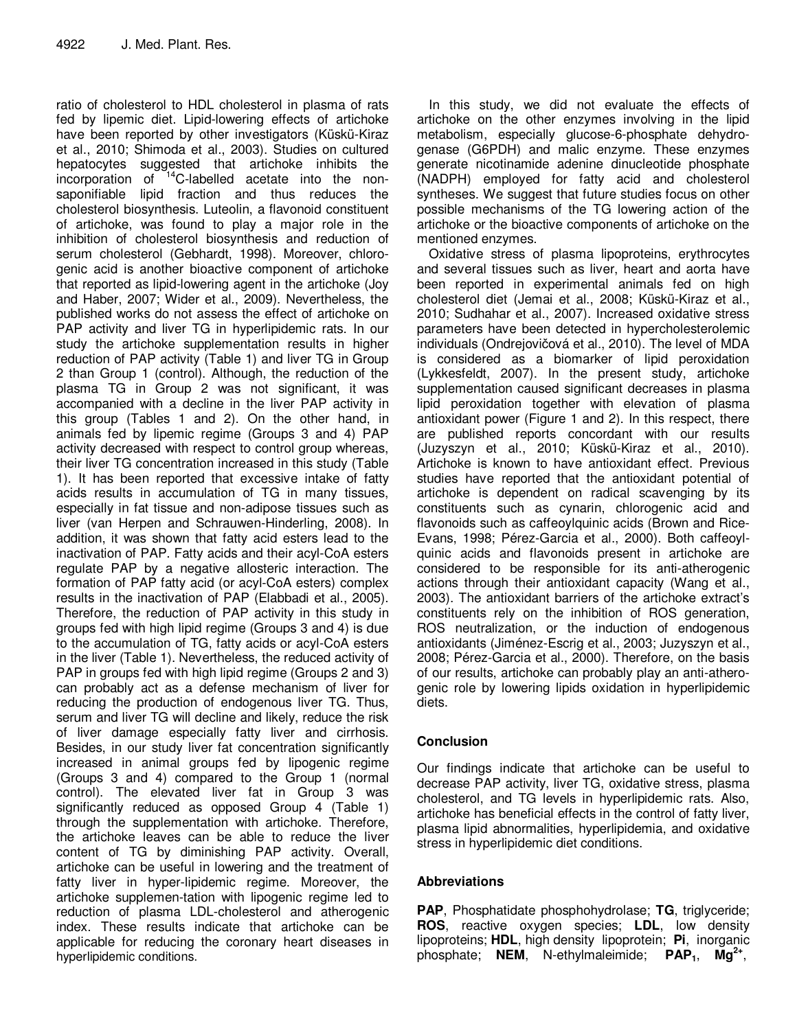ratio of cholesterol to HDL cholesterol in plasma of rats fed by lipemic diet. Lipid-lowering effects of artichoke have been reported by other investigators (Küskü-Kiraz et al., 2010; Shimoda et al., 2003). Studies on cultured hepatocytes suggested that artichoke inhibits the incorporation of $^{14}$C-labelled acetate into the non-saponifiable lipid fraction and thus reduces the cholesterol biosynthesis. Luteolin, a flavonoid constituent of artichoke, was found to play a major role in the inhibition of cholesterol biosynthesis and reduction of serum cholesterol (Gebhardt, 1998). Moreover, chlorogenic acid is another bioactive component of artichoke that reported as lipid-lowering agent in the artichoke (Joy and Haber, 2007; Wider et al., 2009). Nevertheless, the published works do not assess the effect of artichoke on PAP activity and liver TG in hyperlipidemic rats. In our study the artichoke supplementation results in higher reduction of PAP activity (Table 1) and liver TG in Group 2 than Group 1 (control). Although, the reduction of the plasma TG in Group 2 was not significant, it was accompanied with a decline in the liver PAP activity in this group (Tables 1 and 2). On the other hand, in animals fed by lipemic regime (Groups 3 and 4) PAP activity decreased with respect to control group whereas, their liver TG concentration increased in this study (Table 1). It has been reported that excessive intake of fatty acids results in accumulation of TG in many tissues, especially in fat tissue and non-adipose tissues such as liver (van Herpen and Schrauwen-Hinderling, 2008). In addition, it was shown that fatty acid esters lead to the inactivation of PAP. Fatty acids and their acyl-CoA esters regulate PAP by a negative allosteric interaction. The formation of PAP fatty acid (or acyl-CoA esters) complex results in the inactivation of PAP (Elabbadi et al., 2005). Therefore, the reduction of PAP activity in this study in groups fed with high lipid regime (Groups 3 and 4) is due to the accumulation of TG, fatty acids or acyl-CoA esters in the liver (Table 1). Nevertheless, the reduced activity of PAP in groups fed with high lipid regime (Groups 2 and 3) can probably act as a defense mechanism of liver for reducing the production of endogenous liver TG. Thus, serum and liver TG will decline and likely, reduce the risk of liver damage especially fatty liver and cirrhosis. Besides, in our study liver fat concentration significantly increased in animal groups fed by lipogenic regime (Groups 3 and 4) compared to the Group 1 (normal control). The elevated liver fat in Group 3 was significantly reduced as opposed Group 4 (Table 1) through the supplementation with artichoke. Therefore, the artichoke leaves can be able to reduce the liver content of TG by diminishing PAP activity. Overall, artichoke can be useful in lowering and the treatment of fatty liver in hyper-lipidemic regime. Moreover, the artichoke supplemen-tation with lipogenic regime led to reduction of plasma LDL-cholesterol and atherogenic index. These results indicate that artichoke can be applicable for reducing the coronary heart diseases in hyperlipidemic conditions.

In this study, we did not evaluate the effects of artichoke on the other enzymes involving in the lipid metabolism, especially glucose-6-phosphate dehydrogenase (G6PDH) and malic enzyme. These enzymes generate nicotinamide adenine dinucleotide phosphate (NADPH) employed for fatty acid and cholesterol syntheses. We suggest that future studies focus on other possible mechanisms of the TG lowering action of the artichoke or the bioactive components of artichoke on the mentioned enzymes.

Oxidative stress of plasma lipoproteins, erythrocytes and several tissues such as liver, heart and aorta have been reported in experimental animals fed on high cholesterol diet (Jemai et al., 2008; Küskü-Kiraz et al., 2010; Sudhahar et al., 2007). Increased oxidative stress parameters have been detected in hypercholesterolemic individuals (Ondrejovičová et al., 2010). The level of MDA is considered as a biomarker of lipid peroxidation (Lykkesfeldt, 2007). In the present study, artichoke supplementation caused significant decreases in plasma lipid peroxidation together with elevation of plasma antioxidant power (Figure 1 and 2). In this respect, there are published reports concordant with our results (Juzyszyn et al., 2010; Küskü-Kiraz et al., 2010). Artichoke is known to have antioxidant effect. Previous studies have reported that the antioxidant potential of artichoke is dependent on radical scavenging by its constituents such as cynarin, chlorogenic acid and flavonoids such as caffeoylquinic acids (Brown and Rice-Evans, 1998; Pérez-Garcia et al., 2000). Both caffeoylquinic acids and flavonoids present in artichoke are considered to be responsible for its anti-atherogenic actions through their antioxidant capacity (Wang et al., 2003). The antioxidant barriers of the artichoke extract's constituents rely on the inhibition of ROS generation, ROS neutralization, or the induction of endogenous antioxidants (Jiménez-Escrig et al., 2003; Juzyszyn et al., 2008; Pérez-Garcia et al., 2000). Therefore, on the basis of our results, artichoke can probably play an anti-atherogenic role by lowering lipids oxidation in hyperlipidemic diets.

## Conclusion

Our findings indicate that artichoke can be useful to decrease PAP activity, liver TG, oxidative stress, plasma cholesterol, and TG levels in hyperlipidemic rats. Also, artichoke has beneficial effects in the control of fatty liver, plasma lipid abnormalities, hyperlipidemia, and oxidative stress in hyperlipidemic diet conditions.

## Abbreviations

**PAP**, Phosphatidate phosphohydrolase; **TG**, triglyceride; **ROS**, reactive oxygen species; **LDL**, low density lipoproteins; **HDL**, high density lipoprotein; **Pi**, inorganic phosphate; **NEM**, N-ethylmaleimide; **$PAP_1$**, **$Mg^{2+}$**,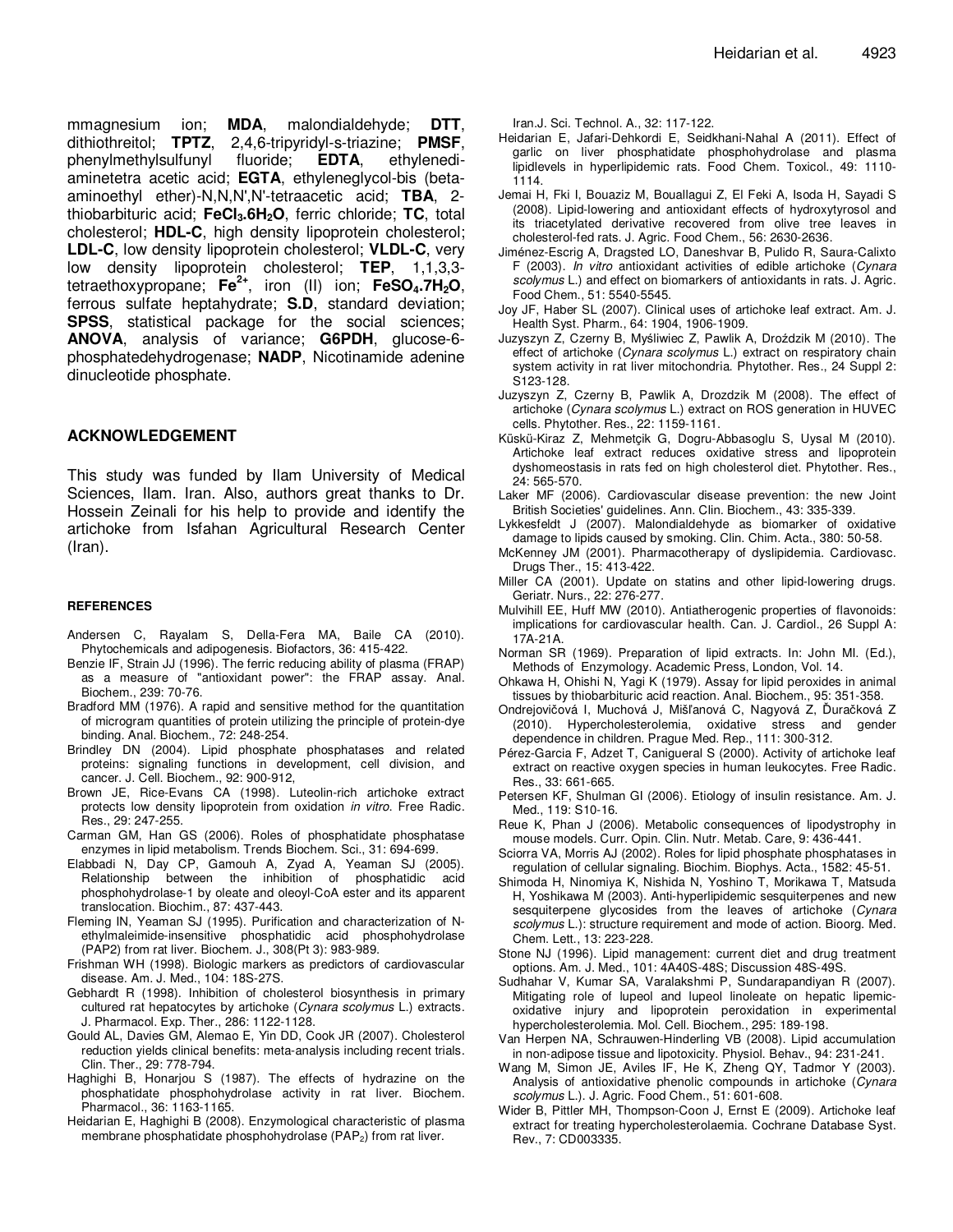mmagnesium ion; **MDA**, malondialdehyde; **DTT**, dithiothreitol; **TPTZ**, 2,4,6-tripyridyl-s-triazine; **PMSF**, phenylmethylsulfunyl fluoride; **EDTA**, ethylenediaminetetra acetic acid; **EGTA**, ethyleneglycol-bis (beta-aminoethyl ether)-N,N,N',N'-tetraacetic acid; **TBA**, 2-thiobarbituric acid; **$FeCl_3.6H_2O$**, ferric chloride; **TC**, total cholesterol; **HDL-C**, high density lipoprotein cholesterol; **LDL-C**, low density lipoprotein cholesterol; **VLDL-C**, very low density lipoprotein cholesterol; **TEP**, 1,1,3,3-tetraethoxypropane; **$Fe^{2+}$**, iron (II) ion; **$FeSO_4.7H_2O$**, ferrous sulfate heptahydrate; **S.D**, standard deviation; **SPSS**, statistical package for the social sciences; **ANOVA**, analysis of variance; **G6PDH**, glucose-6-phosphatedehydrogenase; **NADP**, Nicotinamide adenine dinucleotide phosphate.

## ACKNOWLEDGEMENT

This study was funded by Ilam University of Medical Sciences, Ilam. Iran. Also, authors great thanks to Dr. Hossein Zeinali for his help to provide and identify the artichoke from Isfahan Agricultural Research Center (Iran).

### REFERENCES

Andersen C, Rayalam S, Della-Fera MA, Baile CA (2010). Phytochemicals and adipogenesis. Biofactors, 36: 415-422.

Benzie IF, Strain JJ (1996). The ferric reducing ability of plasma (FRAP) as a measure of "antioxidant power": the FRAP assay. Anal. Biochem., 239: 70-76.

Bradford MM (1976). A rapid and sensitive method for the quantitation of microgram quantities of protein utilizing the principle of protein-dye binding. Anal. Biochem., 72: 248-254.

Brindley DN (2004). Lipid phosphate phosphatases and related proteins: signaling functions in development, cell division, and cancer. J. Cell. Biochem., 92: 900-912,

Brown JE, Rice-Evans CA (1998). Luteolin-rich artichoke extract protects low density lipoprotein from oxidation *in vitro*. Free Radic. Res., 29: 247-255.

Carman GM, Han GS (2006). Roles of phosphatidate phosphatase enzymes in lipid metabolism. Trends Biochem. Sci., 31: 694-699.

Elabbadi N, Day CP, Gamouh A, Zyad A, Yeaman SJ (2005). Relationship between the inhibition of phosphatidic acid phosphohydrolase-1 by oleate and oleoyl-CoA ester and its apparent translocation. Biochim., 87: 437-443.

Fleming IN, Yeaman SJ (1995). Purification and characterization of N-ethylmaleimide-insensitive phosphatidic acid phosphohydrolase (PAP2) from rat liver. Biochem. J., 308(Pt 3): 983-989.

Frishman WH (1998). Biologic markers as predictors of cardiovascular disease. Am. J. Med., 104: 18S-27S.

Gebhardt R (1998). Inhibition of cholesterol biosynthesis in primary cultured rat hepatocytes by artichoke (*Cynara scolymus* L.) extracts. J. Pharmacol. Exp. Ther., 286: 1122-1128.

Gould AL, Davies GM, Alemao E, Yin DD, Cook JR (2007). Cholesterol reduction yields clinical benefits: meta-analysis including recent trials. Clin. Ther., 29: 778-794.

Haghighi B, Honarjou S (1987). The effects of hydrazine on the phosphatidate phosphohydrolase activity in rat liver. Biochem. Pharmacol., 36: 1163-1165.

Heidarian E, Haghighi B (2008). Enzymological characteristic of plasma membrane phosphatidate phosphohydrolase ($PAP_2$) from rat liver. Iran.J. Sci. Technol. A., 32: 117-122.

Heidarian E, Jafari-Dehkordi E, Seidkhani-Nahal A (2011). Effect of garlic on liver phosphatidate phosphohydrolase and plasma lipidlevels in hyperlipidemic rats. Food Chem. Toxicol., 49: 1110-1114.

Jemai H, Fki I, Bouaziz M, Bouallagui Z, El Feki A, Isoda H, Sayadi S (2008). Lipid-lowering and antioxidant effects of hydroxytyrosol and its triacetylated derivative recovered from olive tree leaves in cholesterol-fed rats. J. Agric. Food Chem., 56: 2630-2636.

Jiménez-Escrig A, Dragsted LO, Daneshvar B, Pulido R, Saura-Calixto F (2003). *In vitro* antioxidant activities of edible artichoke (*Cynara scolymus* L.) and effect on biomarkers of antioxidants in rats. J. Agric. Food Chem., 51: 5540-5545.

Joy JF, Haber SL (2007). Clinical uses of artichoke leaf extract. Am. J. Health Syst. Pharm., 64: 1904, 1906-1909.

Juzyszyn Z, Czerny B, Myśliwiec Z, Pawlik A, Droździk M (2010). The effect of artichoke (*Cynara scolymus* L.) extract on respiratory chain system activity in rat liver mitochondria. Phytother. Res., 24 Suppl 2: S123-128.

Juzyszyn Z, Czerny B, Pawlik A, Drozdzik M (2008). The effect of artichoke (*Cynara scolymus* L.) extract on ROS generation in HUVEC cells. Phytother. Res., 22: 1159-1161.

Küskü-Kiraz Z, Mehmetçik G, Dogru-Abbasoglu S, Uysal M (2010). Artichoke leaf extract reduces oxidative stress and lipoprotein dyshomeostasis in rats fed on high cholesterol diet. Phytother. Res., 24: 565-570.

Laker MF (2006). Cardiovascular disease prevention: the new Joint British Societies' guidelines. Ann. Clin. Biochem., 43: 335-339.

Lykkesfeldt J (2007). Malondialdehyde as biomarker of oxidative damage to lipids caused by smoking. Clin. Chim. Acta., 380: 50-58.

McKenney JM (2001). Pharmacotherapy of dyslipidemia. Cardiovasc. Drugs Ther., 15: 413-422.

Miller CA (2001). Update on statins and other lipid-lowering drugs. Geriatr. Nurs., 22: 276-277.

Mulvihill EE, Huff MW (2010). Antiatherogenic properties of flavonoids: implications for cardiovascular health. Can. J. Cardiol., 26 Suppl A: 17A-21A.

Norman SR (1969). Preparation of lipid extracts. In: John Ml. (Ed.), Methods of Enzymology. Academic Press, London, Vol. 14.

Ohkawa H, Ohishi N, Yagi K (1979). Assay for lipid peroxides in animal tissues by thiobarbituric acid reaction. Anal. Biochem., 95: 351-358.

Ondrejovičová I, Muchová J, Mišľanová C, Nagyová Z, Ďuračková Z (2010). Hypercholesterolemia, oxidative stress and gender dependence in children. Prague Med. Rep., 111: 300-312.

Pérez-Garcia F, Adzet T, Canigueral S (2000). Activity of artichoke leaf extract on reactive oxygen species in human leukocytes. Free Radic. Res., 33: 661-665.

Petersen KF, Shulman GI (2006). Etiology of insulin resistance. Am. J. Med., 119: S10-16.

Reue K, Phan J (2006). Metabolic consequences of lipodystrophy in mouse models. Curr. Opin. Clin. Nutr. Metab. Care, 9: 436-441.

Sciorra VA, Morris AJ (2002). Roles for lipid phosphate phosphatases in regulation of cellular signaling. Biochim. Biophys. Acta., 1582: 45-51.

Shimoda H, Ninomiya K, Nishida N, Yoshino T, Morikawa T, Matsuda H, Yoshikawa M (2003). Anti-hyperlipidemic sesquiterpenes and new sesquiterpene glycosides from the leaves of artichoke (*Cynara scolymus* L.): structure requirement and mode of action. Bioorg. Med. Chem. Lett., 13: 223-228.

Stone NJ (1996). Lipid management: current diet and drug treatment options. Am. J. Med., 101: 4A40S-48S; Discussion 48S-49S.

Sudhahar V, Kumar SA, Varalakshmi P, Sundarapandiyan R (2007). Mitigating role of lupeol and lupeol linoleate on hepatic lipemic-oxidative injury and lipoprotein peroxidation in experimental hypercholesterolemia. Mol. Cell. Biochem., 295: 189-198.

Van Herpen NA, Schrauwen-Hinderling VB (2008). Lipid accumulation in non-adipose tissue and lipotoxicity. Physiol. Behav., 94: 231-241.

Wang M, Simon JE, Aviles IF, He K, Zheng QY, Tadmor Y (2003). Analysis of antioxidative phenolic compounds in artichoke (*Cynara scolymus* L.). J. Agric. Food Chem., 51: 601-608.

Wider B, Pittler MH, Thompson-Coon J, Ernst E (2009). Artichoke leaf extract for treating hypercholesterolaemia. Cochrane Database Syst. Rev., 7: CD003335.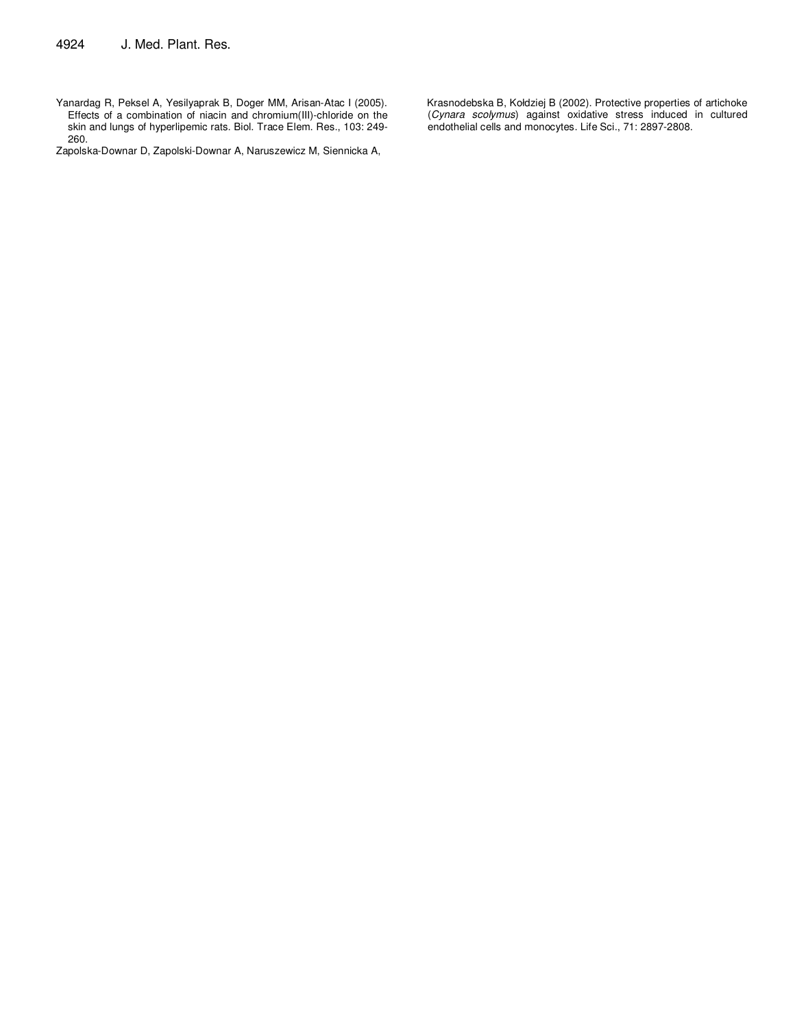Yanardag R, Peksel A, Yesilyaprak B, Doger MM, Arisan-Atac I (2005). Effects of a combination of niacin and chromium(III)-chloride on the skin and lungs of hyperlipemic rats. Biol. Trace Elem. Res., 103: 249-260.

Zapolska-Downar D, Zapolski-Downar A, Naruszewicz M, Siennicka A, Krasnodebska B, Kołdziej B (2002). Protective properties of artichoke (*Cynara scolymus*) against oxidative stress induced in cultured endothelial cells and monocytes. Life Sci., 71: 2897-2808.